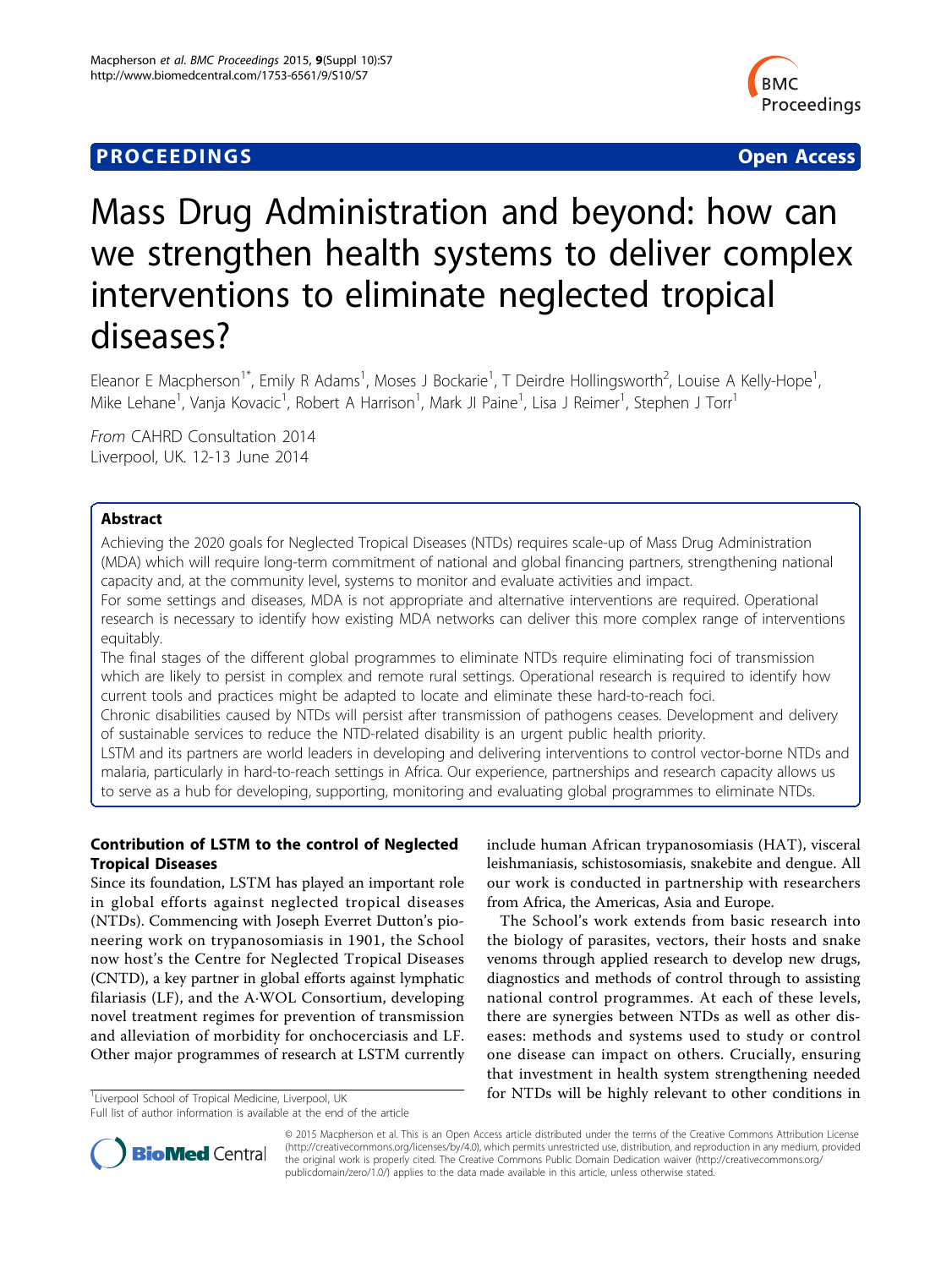# Mass Drug Administration and beyond: how can we strengthen health systems to deliver complex interventions to eliminate neglected tropical diseases?

Eleanor E Macpherson[1*], Emily R Adams[1], Moses J Bockarie[1], T Deirdre Hollingsworth[2], Louise A Kelly-Hope[1], Mike Lehane[1], Vanja Kovacic[1], Robert A Harrison[1], Mark JI Paine[1], Lisa J Reimer[1], Stephen J Torr[1]

*From* CAHRD Consultation 2014
Liverpool, UK. 12-13 June 2014

## Abstract

Achieving the 2020 goals for Neglected Tropical Diseases (NTDs) requires scale-up of Mass Drug Administration (MDA) which will require long-term commitment of national and global financing partners, strengthening national capacity and, at the community level, systems to monitor and evaluate activities and impact.

For some settings and diseases, MDA is not appropriate and alternative interventions are required. Operational research is necessary to identify how existing MDA networks can deliver this more complex range of interventions equitably.

The final stages of the different global programmes to eliminate NTDs require eliminating foci of transmission which are likely to persist in complex and remote rural settings. Operational research is required to identify how current tools and practices might be adapted to locate and eliminate these hard-to-reach foci.

Chronic disabilities caused by NTDs will persist after transmission of pathogens ceases. Development and delivery of sustainable services to reduce the NTD-related disability is an urgent public health priority.

LSTM and its partners are world leaders in developing and delivering interventions to control vector-borne NTDs and malaria, particularly in hard-to-reach settings in Africa. Our experience, partnerships and research capacity allows us to serve as a hub for developing, supporting, monitoring and evaluating global programmes to eliminate NTDs.

## Contribution of LSTM to the control of Neglected Tropical Diseases

Since its foundation, LSTM has played an important role in global efforts against neglected tropical diseases (NTDs). Commencing with Joseph Everret Dutton's pioneering work on trypanosomiasis in 1901, the School now host's the Centre for Neglected Tropical Diseases (CNTD), a key partner in global efforts against lymphatic filariasis (LF), and the A·WOL Consortium, developing novel treatment regimes for prevention of transmission and alleviation of morbidity for onchocerciasis and LF. Other major programmes of research at LSTM currently include human African trypanosomiasis (HAT), visceral leishmaniasis, schistosomiasis, snakebite and dengue. All our work is conducted in partnership with researchers from Africa, the Americas, Asia and Europe.

The School's work extends from basic research into the biology of parasites, vectors, their hosts and snake venoms through applied research to develop new drugs, diagnostics and methods of control through to assisting national control programmes. At each of these levels, there are synergies between NTDs as well as other diseases: methods and systems used to study or control one disease can impact on others. Crucially, ensuring that investment in health system strengthening needed for NTDs will be highly relevant to other conditions in

[1]Liverpool School of Tropical Medicine, Liverpool, UK
Full list of author information is available at the end of the article

© 2015 Macpherson et al. This is an Open Access article distributed under the terms of the Creative Commons Attribution License (http://creativecommons.org/licenses/by/4.0), which permits unrestricted use, distribution, and reproduction in any medium, provided the original work is properly cited. The Creative Commons Public Domain Dedication waiver (http://creativecommons.org/publicdomain/zero/1.0/) applies to the data made available in this article, unless otherwise stated.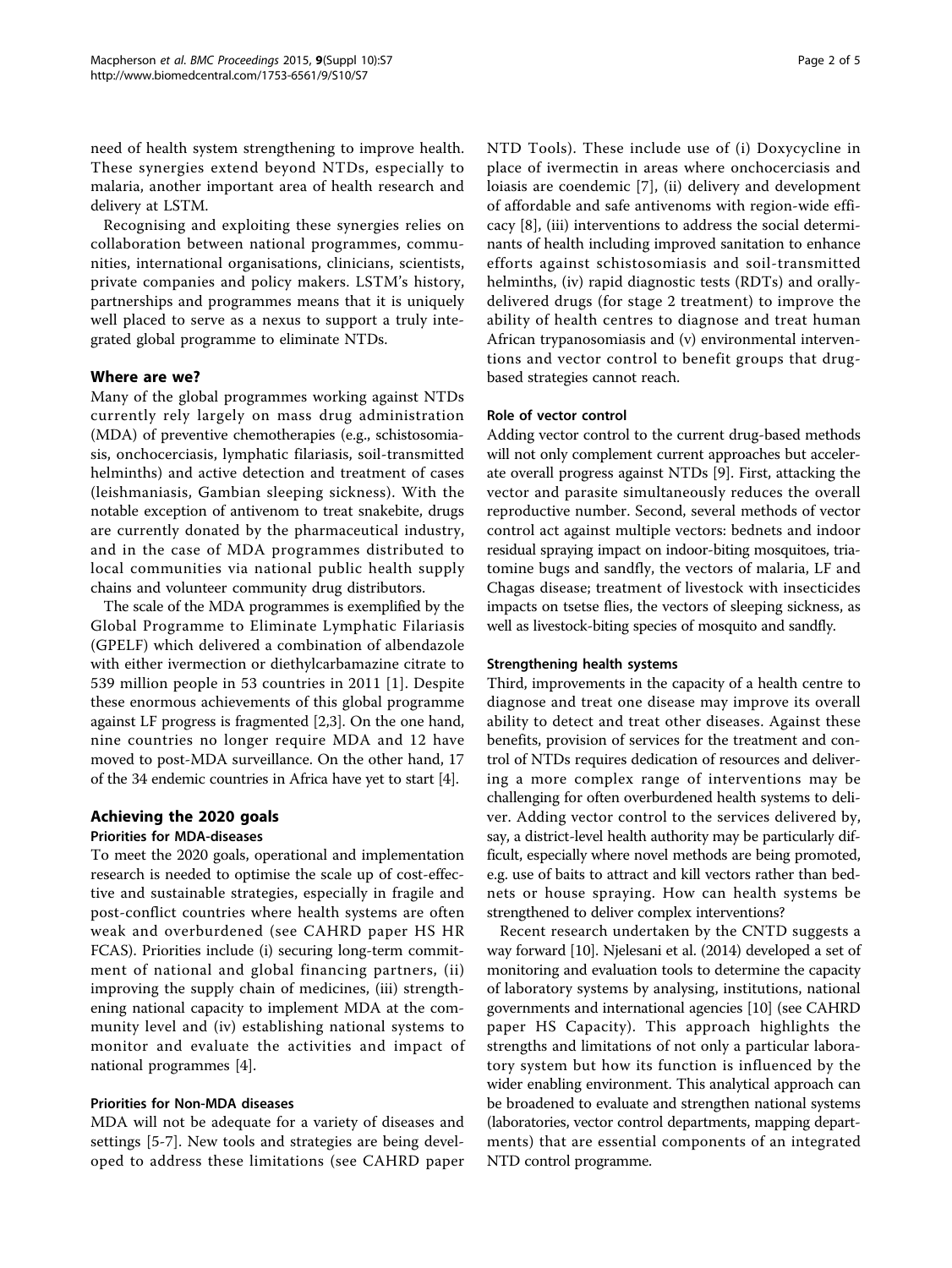need of health system strengthening to improve health. These synergies extend beyond NTDs, especially to malaria, another important area of health research and delivery at LSTM.

Recognising and exploiting these synergies relies on collaboration between national programmes, communities, international organisations, clinicians, scientists, private companies and policy makers. LSTM's history, partnerships and programmes means that it is uniquely well placed to serve as a nexus to support a truly integrated global programme to eliminate NTDs.

## Where are we?

Many of the global programmes working against NTDs currently rely largely on mass drug administration (MDA) of preventive chemotherapies (e.g., schistosomiasis, onchocerciasis, lymphatic filariasis, soil-transmitted helminths) and active detection and treatment of cases (leishmaniasis, Gambian sleeping sickness). With the notable exception of antivenom to treat snakebite, drugs are currently donated by the pharmaceutical industry, and in the case of MDA programmes distributed to local communities via national public health supply chains and volunteer community drug distributors.

The scale of the MDA programmes is exemplified by the Global Programme to Eliminate Lymphatic Filariasis (GPELF) which delivered a combination of albendazole with either ivermection or diethylcarbamazine citrate to 539 million people in 53 countries in 2011 [1]. Despite these enormous achievements of this global programme against LF progress is fragmented [2,3]. On the one hand, nine countries no longer require MDA and 12 have moved to post-MDA surveillance. On the other hand, 17 of the 34 endemic countries in Africa have yet to start [4].

## Achieving the 2020 goals

### Priorities for MDA-diseases

To meet the 2020 goals, operational and implementation research is needed to optimise the scale up of cost-effective and sustainable strategies, especially in fragile and post-conflict countries where health systems are often weak and overburdened (see CAHRD paper HS HR FCAS). Priorities include (i) securing long-term commitment of national and global financing partners, (ii) improving the supply chain of medicines, (iii) strengthening national capacity to implement MDA at the community level and (iv) establishing national systems to monitor and evaluate the activities and impact of national programmes [4].

### Priorities for Non-MDA diseases

MDA will not be adequate for a variety of diseases and settings [5-7]. New tools and strategies are being developed to address these limitations (see CAHRD paper NTD Tools). These include use of (i) Doxycycline in place of ivermectin in areas where onchocerciasis and loiasis are coendemic [7], (ii) delivery and development of affordable and safe antivenoms with region-wide efficacy [8], (iii) interventions to address the social determinants of health including improved sanitation to enhance efforts against schistosomiasis and soil-transmitted helminths, (iv) rapid diagnostic tests (RDTs) and orally-delivered drugs (for stage 2 treatment) to improve the ability of health centres to diagnose and treat human African trypanosomiasis and (v) environmental interventions and vector control to benefit groups that drug-based strategies cannot reach.

### Role of vector control

Adding vector control to the current drug-based methods will not only complement current approaches but accelerate overall progress against NTDs [9]. First, attacking the vector and parasite simultaneously reduces the overall reproductive number. Second, several methods of vector control act against multiple vectors: bednets and indoor residual spraying impact on indoor-biting mosquitoes, triatomine bugs and sandfly, the vectors of malaria, LF and Chagas disease; treatment of livestock with insecticides impacts on tsetse flies, the vectors of sleeping sickness, as well as livestock-biting species of mosquito and sandfly.

### Strengthening health systems

Third, improvements in the capacity of a health centre to diagnose and treat one disease may improve its overall ability to detect and treat other diseases. Against these benefits, provision of services for the treatment and control of NTDs requires dedication of resources and delivering a more complex range of interventions may be challenging for often overburdened health systems to deliver. Adding vector control to the services delivered by, say, a district-level health authority may be particularly difficult, especially where novel methods are being promoted, e.g. use of baits to attract and kill vectors rather than bednets or house spraying. How can health systems be strengthened to deliver complex interventions?

Recent research undertaken by the CNTD suggests a way forward [10]. Njelesani et al. (2014) developed a set of monitoring and evaluation tools to determine the capacity of laboratory systems by analysing, institutions, national governments and international agencies [10] (see CAHRD paper HS Capacity). This approach highlights the strengths and limitations of not only a particular laboratory system but how its function is influenced by the wider enabling environment. This analytical approach can be broadened to evaluate and strengthen national systems (laboratories, vector control departments, mapping departments) that are essential components of an integrated NTD control programme.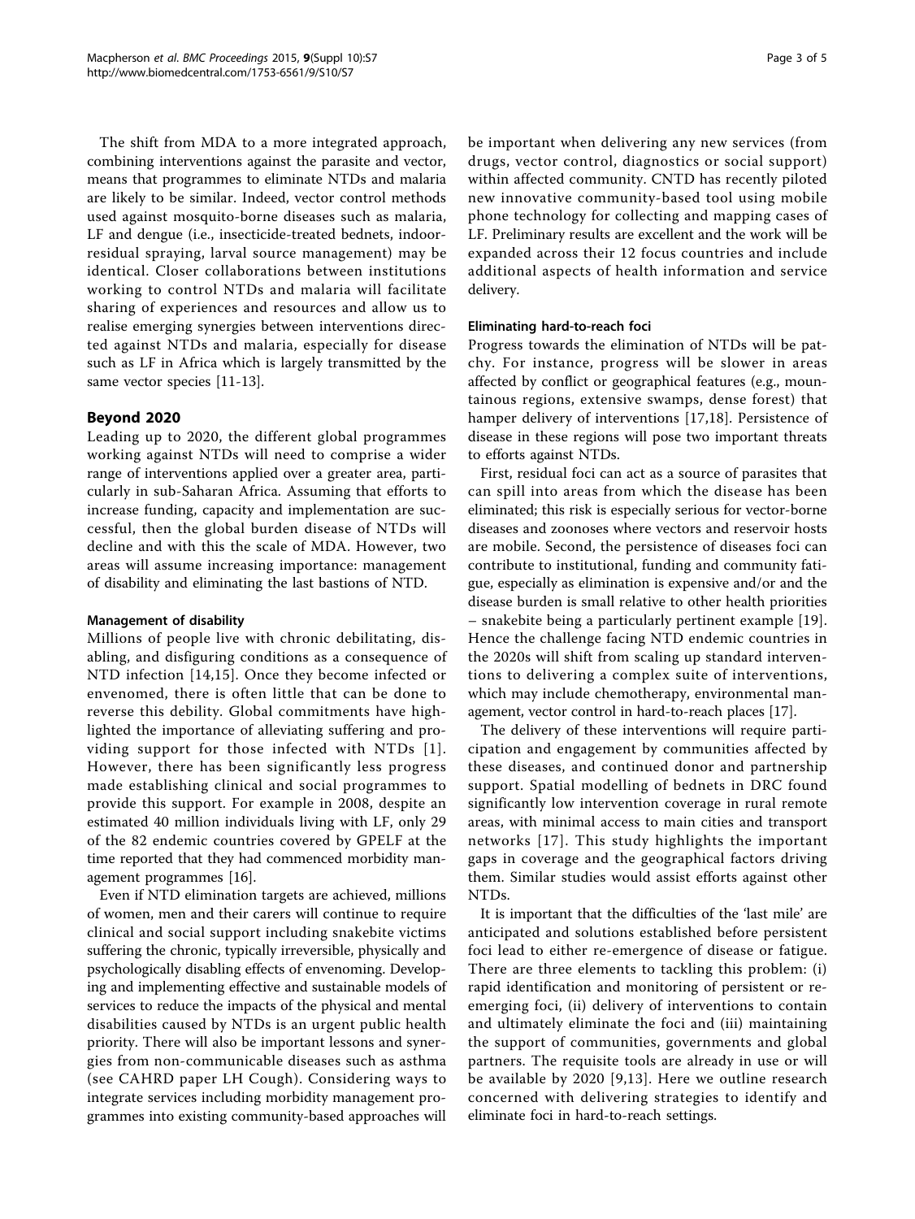The shift from MDA to a more integrated approach, combining interventions against the parasite and vector, means that programmes to eliminate NTDs and malaria are likely to be similar. Indeed, vector control methods used against mosquito-borne diseases such as malaria, LF and dengue (i.e., insecticide-treated bednets, indoor-residual spraying, larval source management) may be identical. Closer collaborations between institutions working to control NTDs and malaria will facilitate sharing of experiences and resources and allow us to realise emerging synergies between interventions directed against NTDs and malaria, especially for disease such as LF in Africa which is largely transmitted by the same vector species [11-13].

## Beyond 2020

Leading up to 2020, the different global programmes working against NTDs will need to comprise a wider range of interventions applied over a greater area, particularly in sub-Saharan Africa. Assuming that efforts to increase funding, capacity and implementation are successful, then the global burden disease of NTDs will decline and with this the scale of MDA. However, two areas will assume increasing importance: management of disability and eliminating the last bastions of NTD.

### Management of disability

Millions of people live with chronic debilitating, disabling, and disfiguring conditions as a consequence of NTD infection [14,15]. Once they become infected or envenomed, there is often little that can be done to reverse this debility. Global commitments have highlighted the importance of alleviating suffering and providing support for those infected with NTDs [1]. However, there has been significantly less progress made establishing clinical and social programmes to provide this support. For example in 2008, despite an estimated 40 million individuals living with LF, only 29 of the 82 endemic countries covered by GPELF at the time reported that they had commenced morbidity management programmes [16].

Even if NTD elimination targets are achieved, millions of women, men and their carers will continue to require clinical and social support including snakebite victims suffering the chronic, typically irreversible, physically and psychologically disabling effects of envenoming. Developing and implementing effective and sustainable models of services to reduce the impacts of the physical and mental disabilities caused by NTDs is an urgent public health priority. There will also be important lessons and synergies from non-communicable diseases such as asthma (see CAHRD paper LH Cough). Considering ways to integrate services including morbidity management programmes into existing community-based approaches will be important when delivering any new services (from drugs, vector control, diagnostics or social support) within affected community. CNTD has recently piloted new innovative community-based tool using mobile phone technology for collecting and mapping cases of LF. Preliminary results are excellent and the work will be expanded across their 12 focus countries and include additional aspects of health information and service delivery.

### Eliminating hard-to-reach foci

Progress towards the elimination of NTDs will be patchy. For instance, progress will be slower in areas affected by conflict or geographical features (e.g., mountainous regions, extensive swamps, dense forest) that hamper delivery of interventions [17,18]. Persistence of disease in these regions will pose two important threats to efforts against NTDs.

First, residual foci can act as a source of parasites that can spill into areas from which the disease has been eliminated; this risk is especially serious for vector-borne diseases and zoonoses where vectors and reservoir hosts are mobile. Second, the persistence of diseases foci can contribute to institutional, funding and community fatigue, especially as elimination is expensive and/or and the disease burden is small relative to other health priorities – snakebite being a particularly pertinent example [19]. Hence the challenge facing NTD endemic countries in the 2020s will shift from scaling up standard interventions to delivering a complex suite of interventions, which may include chemotherapy, environmental management, vector control in hard-to-reach places [17].

The delivery of these interventions will require participation and engagement by communities affected by these diseases, and continued donor and partnership support. Spatial modelling of bednets in DRC found significantly low intervention coverage in rural remote areas, with minimal access to main cities and transport networks [17]. This study highlights the important gaps in coverage and the geographical factors driving them. Similar studies would assist efforts against other NTDs.

It is important that the difficulties of the 'last mile' are anticipated and solutions established before persistent foci lead to either re-emergence of disease or fatigue. There are three elements to tackling this problem: (i) rapid identification and monitoring of persistent or re-emerging foci, (ii) delivery of interventions to contain and ultimately eliminate the foci and (iii) maintaining the support of communities, governments and global partners. The requisite tools are already in use or will be available by 2020 [9,13]. Here we outline research concerned with delivering strategies to identify and eliminate foci in hard-to-reach settings.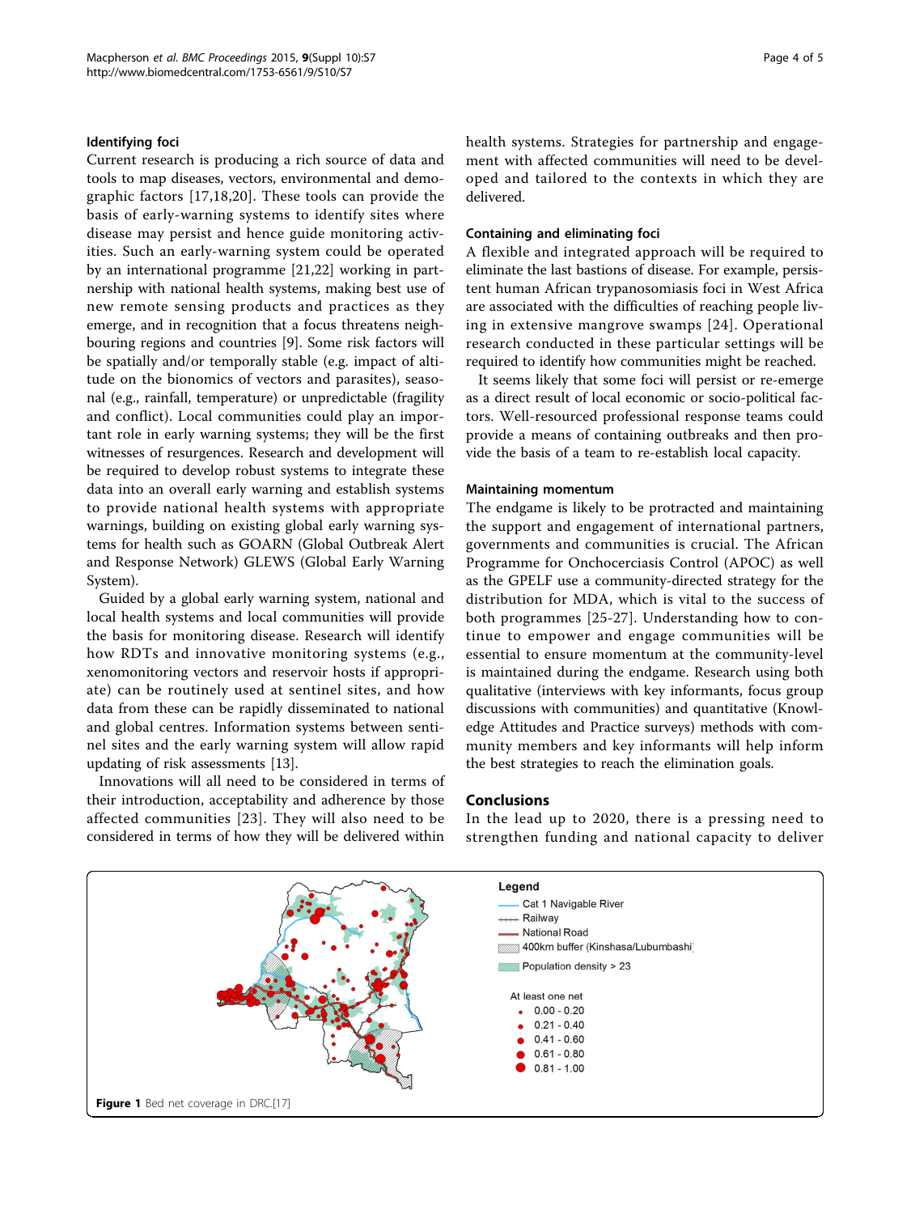### Identifying foci

Current research is producing a rich source of data and tools to map diseases, vectors, environmental and demographic factors [17,18,20]. These tools can provide the basis of early-warning systems to identify sites where disease may persist and hence guide monitoring activities. Such an early-warning system could be operated by an international programme [21,22] working in partnership with national health systems, making best use of new remote sensing products and practices as they emerge, and in recognition that a focus threatens neighbouring regions and countries [9]. Some risk factors will be spatially and/or temporally stable (e.g. impact of altitude on the bionomics of vectors and parasites), seasonal (e.g., rainfall, temperature) or unpredictable (fragility and conflict). Local communities could play an important role in early warning systems; they will be the first witnesses of resurgences. Research and development will be required to develop robust systems to integrate these data into an overall early warning and establish systems to provide national health systems with appropriate warnings, building on existing global early warning systems for health such as GOARN (Global Outbreak Alert and Response Network) GLEWS (Global Early Warning System).

Guided by a global early warning system, national and local health systems and local communities will provide the basis for monitoring disease. Research will identify how RDTs and innovative monitoring systems (e.g., xenomonitoring vectors and reservoir hosts if appropriate) can be routinely used at sentinel sites, and how data from these can be rapidly disseminated to national and global centres. Information systems between sentinel sites and the early warning system will allow rapid updating of risk assessments [13].

Innovations will all need to be considered in terms of their introduction, acceptability and adherence by those affected communities [23]. They will also need to be considered in terms of how they will be delivered within health systems. Strategies for partnership and engagement with affected communities will need to be developed and tailored to the contexts in which they are delivered.

### Containing and eliminating foci

A flexible and integrated approach will be required to eliminate the last bastions of disease. For example, persistent human African trypanosomiasis foci in West Africa are associated with the difficulties of reaching people living in extensive mangrove swamps [24]. Operational research conducted in these particular settings will be required to identify how communities might be reached.

It seems likely that some foci will persist or re-emerge as a direct result of local economic or socio-political factors. Well-resourced professional response teams could provide a means of containing outbreaks and then provide the basis of a team to re-establish local capacity.

### Maintaining momentum

The endgame is likely to be protracted and maintaining the support and engagement of international partners, governments and communities is crucial. The African Programme for Onchocerciasis Control (APOC) as well as the GPELF use a community-directed strategy for the distribution for MDA, which is vital to the success of both programmes [25-27]. Understanding how to continue to empower and engage communities will be essential to ensure momentum at the community-level is maintained during the endgame. Research using both qualitative (interviews with key informants, focus group discussions with communities) and quantitative (Knowledge Attitudes and Practice surveys) methods with community members and key informants will help inform the best strategies to reach the elimination goals.

## Conclusions

In the lead up to 2020, there is a pressing need to strengthen funding and national capacity to deliver

**Figure 1** Bed net coverage in DRC.[17]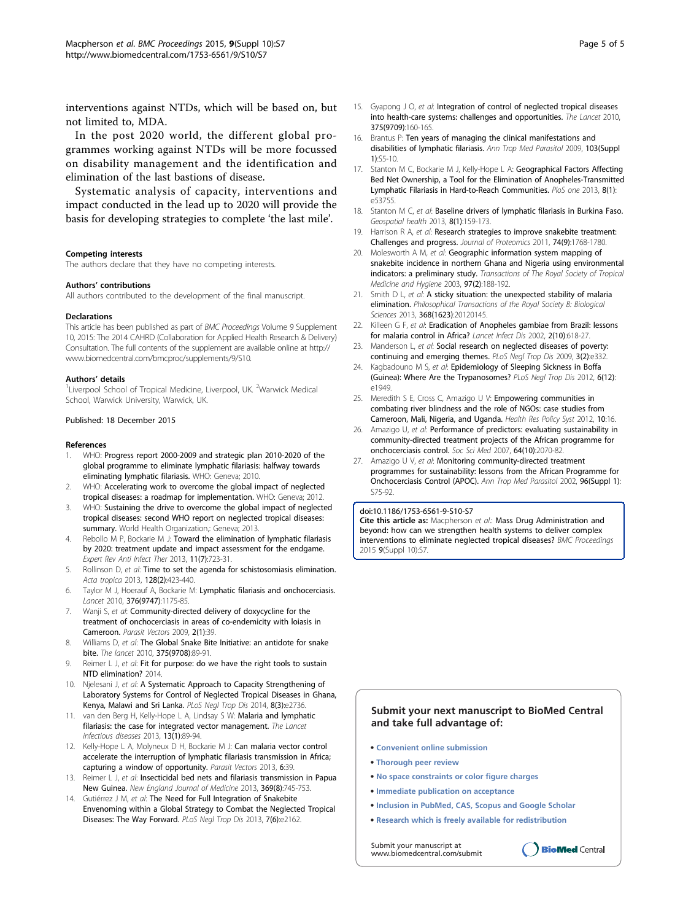interventions against NTDs, which will be based on, but not limited to, MDA.

In the post 2020 world, the different global programmes working against NTDs will be more focussed on disability management and the identification and elimination of the last bastions of disease.

Systematic analysis of capacity, interventions and impact conducted in the lead up to 2020 will provide the basis for developing strategies to complete 'the last mile'.

#### Competing interests

The authors declare that they have no competing interests.

#### Authors' contributions

All authors contributed to the development of the final manuscript.

#### Declarations

This article has been published as part of *BMC Proceedings* Volume 9 Supplement 10, 2015: The 2014 CAHRD (Collaboration for Applied Health Research & Delivery) Consultation. The full contents of the supplement are available online at http://www.biomedcentral.com/bmcproc/supplements/9/S10.

#### Authors' details

[1]Liverpool School of Tropical Medicine, Liverpool, UK. [2]Warwick Medical School, Warwick University, Warwick, UK.

Published: 18 December 2015

#### References

1. WHO: **Progress report 2000-2009 and strategic plan 2010-2020 of the global programme to eliminate lymphatic filariasis: halfway towards eliminating lymphatic filariasis.** WHO: Geneva; 2010.
2. WHO: **Accelerating work to overcome the global impact of neglected tropical diseases: a roadmap for implementation.** WHO: Geneva; 2012.
3. WHO: **Sustaining the drive to overcome the global impact of neglected tropical diseases: second WHO report on neglected tropical diseases: summary.** World Health Organization,: Geneva; 2013.
4. Rebollo M P, Bockarie M J: **Toward the elimination of lymphatic filariasis by 2020: treatment update and impact assessment for the endgame.** *Expert Rev Anti Infect Ther* 2013, **11(7)**:723-31.
5. Rollinson D, *et al*: **Time to set the agenda for schistosomiasis elimination.** *Acta tropica* 2013, **128(2)**:423-440.
6. Taylor M J, Hoerauf A, Bockarie M: **Lymphatic filariasis and onchocerciasis.** *Lancet* 2010, **376(9747)**:1175-85.
7. Wanji S, *et al*: **Community-directed delivery of doxycycline for the treatment of onchocerciasis in areas of co-endemicity with loiasis in Cameroon.** *Parasit Vectors* 2009, **2(1)**:39.
8. Williams D, *et al*: **The Global Snake Bite Initiative: an antidote for snake bite.** *The lancet* 2010, **375(9708)**:89-91.
9. Reimer L J, *et al*: **Fit for purpose: do we have the right tools to sustain NTD elimination?** 2014.
10. Njelesani J, *et al*: **A Systematic Approach to Capacity Strengthening of Laboratory Systems for Control of Neglected Tropical Diseases in Ghana, Kenya, Malawi and Sri Lanka.** *PLoS Negl Trop Dis* 2014, **8(3)**:e2736.
11. van den Berg H, Kelly-Hope L A, Lindsay S W: **Malaria and lymphatic filariasis: the case for integrated vector management.** *The Lancet infectious diseases* 2013, **13(1)**:89-94.
12. Kelly-Hope L A, Molyneux D H, Bockarie M J: **Can malaria vector control accelerate the interruption of lymphatic filariasis transmission in Africa; capturing a window of opportunity.** *Parasit Vectors* 2013, **6**:39.
13. Reimer L J, *et al*: **Insecticidal bed nets and filariasis transmission in Papua New Guinea.** *New England Journal of Medicine* 2013, **369(8)**:745-753.
14. Gutiérrez J M, *et al*: **The Need for Full Integration of Snakebite Envenoming within a Global Strategy to Combat the Neglected Tropical Diseases: The Way Forward.** *PLoS Negl Trop Dis* 2013, **7(6)**:e2162.
15. Gyapong J O, *et al*: **Integration of control of neglected tropical diseases into health-care systems: challenges and opportunities.** *The Lancet* 2010, **375(9709)**:160-165.
16. Brantus P: **Ten years of managing the clinical manifestations and disabilities of lymphatic filariasis.** *Ann Trop Med Parasitol* 2009, **103(Suppl 1)**:S5-10.
17. Stanton M C, Bockarie M J, Kelly-Hope L A: **Geographical Factors Affecting Bed Net Ownership, a Tool for the Elimination of Anopheles-Transmitted Lymphatic Filariasis in Hard-to-Reach Communities.** *PloS one* 2013, **8(1)**:e53755.
18. Stanton M C, *et al*: **Baseline drivers of lymphatic filariasis in Burkina Faso.** *Geospatial health* 2013, **8(1)**:159-173.
19. Harrison R A, *et al*: **Research strategies to improve snakebite treatment: Challenges and progress.** *Journal of Proteomics* 2011, **74(9)**:1768-1780.
20. Molesworth A M, *et al*: **Geographic information system mapping of snakebite incidence in northern Ghana and Nigeria using environmental indicators: a preliminary study.** *Transactions of The Royal Society of Tropical Medicine and Hygiene* 2003, **97(2)**:188-192.
21. Smith D L, *et al*: **A sticky situation: the unexpected stability of malaria elimination.** *Philosophical Transactions of the Royal Society B: Biological Sciences* 2013, **368(1623)**:20120145.
22. Killeen G F, *et al*: **Eradication of Anopheles gambiae from Brazil: lessons for malaria control in Africa?** *Lancet Infect Dis* 2002, **2(10)**:618-27.
23. Manderson L, *et al*: **Social research on neglected diseases of poverty: continuing and emerging themes.** *PLoS Negl Trop Dis* 2009, **3(2)**:e332.
24. Kagbadouno M S, *et al*: **Epidemiology of Sleeping Sickness in Boffa (Guinea): Where Are the Trypanosomes?** *PLoS Negl Trop Dis* 2012, **6(12)**:e1949.
25. Meredith S E, Cross C, Amazigo U V: **Empowering communities in combating river blindness and the role of NGOs: case studies from Cameroon, Mali, Nigeria, and Uganda.** *Health Res Policy Syst* 2012, **10**:16.
26. Amazigo U, *et al*: **Performance of predictors: evaluating sustainability in community-directed treatment projects of the African programme for onchocerciasis control.** *Soc Sci Med* 2007, **64(10)**:2070-82.
27. Amazigo U V, *et al*: **Monitoring community-directed treatment programmes for sustainability: lessons from the African Programme for Onchocerciasis Control (APOC).** *Ann Trop Med Parasitol* 2002, **96(Suppl 1)**:S75-92.

doi:10.1186/1753-6561-9-S10-S7

**Cite this article as:** Macpherson *et al.*: Mass Drug Administration and beyond: how can we strengthen health systems to deliver complex interventions to eliminate neglected tropical diseases? *BMC Proceedings* 2015 **9**(Suppl 10):S7.

**Submit your next manuscript to BioMed Central and take full advantage of:**

- Convenient online submission
- Thorough peer review
- No space constraints or color figure charges
- Immediate publication on acceptance
- Inclusion in PubMed, CAS, Scopus and Google Scholar
- Research which is freely available for redistribution

Submit your manuscript at www.biomedcentral.com/submit

BioMed Central